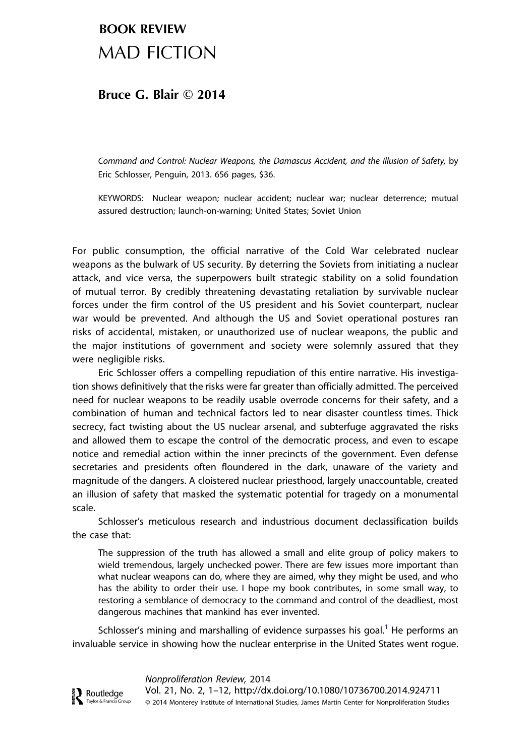# BOOK REVIEW

# MAD FICTION

## Bruce G. Blair © 2014

*Command and Control: Nuclear Weapons, the Damascus Accident, and the Illusion of Safety,* by Eric Schlosser, Penguin, 2013. 656 pages, $36.

KEYWORDS: Nuclear weapon; nuclear accident; nuclear war; nuclear deterrence; mutual assured destruction; launch-on-warning; United States; Soviet Union

For public consumption, the official narrative of the Cold War celebrated nuclear weapons as the bulwark of US security. By deterring the Soviets from initiating a nuclear attack, and vice versa, the superpowers built strategic stability on a solid foundation of mutual terror. By credibly threatening devastating retaliation by survivable nuclear forces under the firm control of the US president and his Soviet counterpart, nuclear war would be prevented. And although the US and Soviet operational postures ran risks of accidental, mistaken, or unauthorized use of nuclear weapons, the public and the major institutions of government and society were solemnly assured that they were negligible risks.

Eric Schlosser offers a compelling repudiation of this entire narrative. His investigation shows definitively that the risks were far greater than officially admitted. The perceived need for nuclear weapons to be readily usable overrode concerns for their safety, and a combination of human and technical factors led to near disaster countless times. Thick secrecy, fact twisting about the US nuclear arsenal, and subterfuge aggravated the risks and allowed them to escape the control of the democratic process, and even to escape notice and remedial action within the inner precincts of the government. Even defense secretaries and presidents often floundered in the dark, unaware of the variety and magnitude of the dangers. A cloistered nuclear priesthood, largely unaccountable, created an illusion of safety that masked the systematic potential for tragedy on a monumental scale.

Schlosser's meticulous research and industrious document declassification builds the case that:

> The suppression of the truth has allowed a small and elite group of policy makers to wield tremendous, largely unchecked power. There are few issues more important than what nuclear weapons can do, where they are aimed, why they might be used, and who has the ability to order their use. I hope my book contributes, in some small way, to restoring a semblance of democracy to the command and control of the deadliest, most dangerous machines that mankind has ever invented.

Schlosser's mining and marshalling of evidence surpasses his goal.[1] He performs an invaluable service in showing how the nuclear enterprise in the United States went rogue.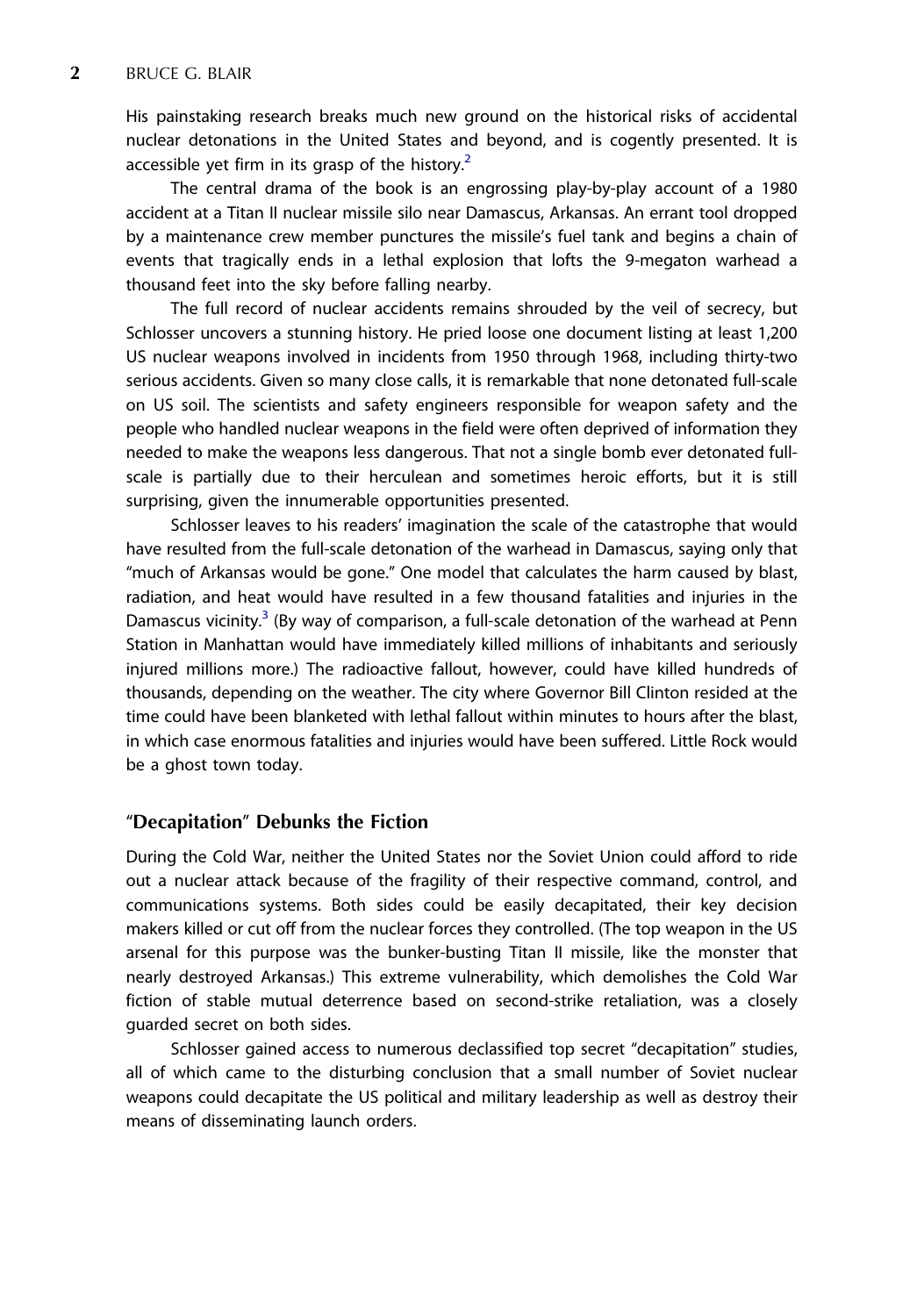His painstaking research breaks much new ground on the historical risks of accidental nuclear detonations in the United States and beyond, and is cogently presented. It is accessible yet firm in its grasp of the history.[2]

The central drama of the book is an engrossing play-by-play account of a 1980 accident at a Titan II nuclear missile silo near Damascus, Arkansas. An errant tool dropped by a maintenance crew member punctures the missile's fuel tank and begins a chain of events that tragically ends in a lethal explosion that lofts the 9-megaton warhead a thousand feet into the sky before falling nearby.

The full record of nuclear accidents remains shrouded by the veil of secrecy, but Schlosser uncovers a stunning history. He pried loose one document listing at least 1,200 US nuclear weapons involved in incidents from 1950 through 1968, including thirty-two serious accidents. Given so many close calls, it is remarkable that none detonated full-scale on US soil. The scientists and safety engineers responsible for weapon safety and the people who handled nuclear weapons in the field were often deprived of information they needed to make the weapons less dangerous. That not a single bomb ever detonated full-scale is partially due to their herculean and sometimes heroic efforts, but it is still surprising, given the innumerable opportunities presented.

Schlosser leaves to his readers' imagination the scale of the catastrophe that would have resulted from the full-scale detonation of the warhead in Damascus, saying only that "much of Arkansas would be gone." One model that calculates the harm caused by blast, radiation, and heat would have resulted in a few thousand fatalities and injuries in the Damascus vicinity.[3] (By way of comparison, a full-scale detonation of the warhead at Penn Station in Manhattan would have immediately killed millions of inhabitants and seriously injured millions more.) The radioactive fallout, however, could have killed hundreds of thousands, depending on the weather. The city where Governor Bill Clinton resided at the time could have been blanketed with lethal fallout within minutes to hours after the blast, in which case enormous fatalities and injuries would have been suffered. Little Rock would be a ghost town today.

## "Decapitation" Debunks the Fiction

During the Cold War, neither the United States nor the Soviet Union could afford to ride out a nuclear attack because of the fragility of their respective command, control, and communications systems. Both sides could be easily decapitated, their key decision makers killed or cut off from the nuclear forces they controlled. (The top weapon in the US arsenal for this purpose was the bunker-busting Titan II missile, like the monster that nearly destroyed Arkansas.) This extreme vulnerability, which demolishes the Cold War fiction of stable mutual deterrence based on second-strike retaliation, was a closely guarded secret on both sides.

Schlosser gained access to numerous declassified top secret "decapitation" studies, all of which came to the disturbing conclusion that a small number of Soviet nuclear weapons could decapitate the US political and military leadership as well as destroy their means of disseminating launch orders.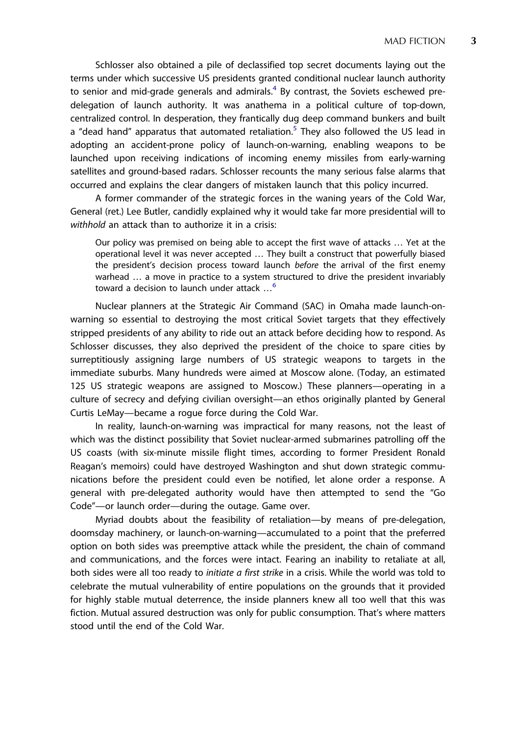Schlosser also obtained a pile of declassified top secret documents laying out the terms under which successive US presidents granted conditional nuclear launch authority to senior and mid-grade generals and admirals.[4] By contrast, the Soviets eschewed pre-delegation of launch authority. It was anathema in a political culture of top-down, centralized control. In desperation, they frantically dug deep command bunkers and built a "dead hand" apparatus that automated retaliation.[5] They also followed the US lead in adopting an accident-prone policy of launch-on-warning, enabling weapons to be launched upon receiving indications of incoming enemy missiles from early-warning satellites and ground-based radars. Schlosser recounts the many serious false alarms that occurred and explains the clear dangers of mistaken launch that this policy incurred.

A former commander of the strategic forces in the waning years of the Cold War, General (ret.) Lee Butler, candidly explained why it would take far more presidential will to *withhold* an attack than to authorize it in a crisis:

> Our policy was premised on being able to accept the first wave of attacks … Yet at the operational level it was never accepted … They built a construct that powerfully biased the president's decision process toward launch *before* the arrival of the first enemy warhead … a move in practice to a system structured to drive the president invariably toward a decision to launch under attack …[6]

Nuclear planners at the Strategic Air Command (SAC) in Omaha made launch-on-warning so essential to destroying the most critical Soviet targets that they effectively stripped presidents of any ability to ride out an attack before deciding how to respond. As Schlosser discusses, they also deprived the president of the choice to spare cities by surreptitiously assigning large numbers of US strategic weapons to targets in the immediate suburbs. Many hundreds were aimed at Moscow alone. (Today, an estimated 125 US strategic weapons are assigned to Moscow.) These planners—operating in a culture of secrecy and defying civilian oversight—an ethos originally planted by General Curtis LeMay—became a rogue force during the Cold War.

In reality, launch-on-warning was impractical for many reasons, not the least of which was the distinct possibility that Soviet nuclear-armed submarines patrolling off the US coasts (with six-minute missile flight times, according to former President Ronald Reagan's memoirs) could have destroyed Washington and shut down strategic communications before the president could even be notified, let alone order a response. A general with pre-delegated authority would have then attempted to send the "Go Code"—or launch order—during the outage. Game over.

Myriad doubts about the feasibility of retaliation—by means of pre-delegation, doomsday machinery, or launch-on-warning—accumulated to a point that the preferred option on both sides was preemptive attack while the president, the chain of command and communications, and the forces were intact. Fearing an inability to retaliate at all, both sides were all too ready to *initiate a first strike* in a crisis. While the world was told to celebrate the mutual vulnerability of entire populations on the grounds that it provided for highly stable mutual deterrence, the inside planners knew all too well that this was fiction. Mutual assured destruction was only for public consumption. That's where matters stood until the end of the Cold War.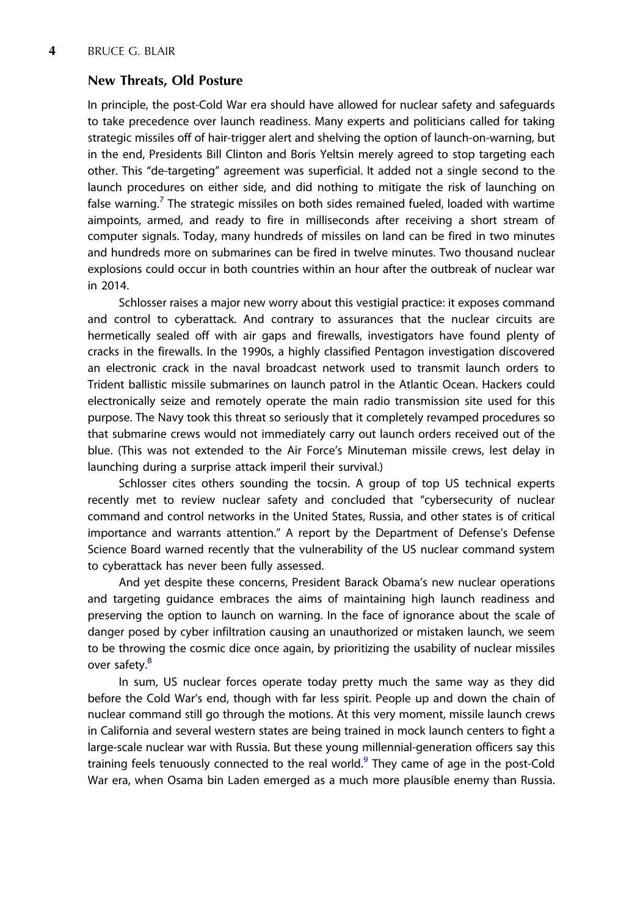## New Threats, Old Posture

In principle, the post-Cold War era should have allowed for nuclear safety and safeguards to take precedence over launch readiness. Many experts and politicians called for taking strategic missiles off of hair-trigger alert and shelving the option of launch-on-warning, but in the end, Presidents Bill Clinton and Boris Yeltsin merely agreed to stop targeting each other. This "de-targeting" agreement was superficial. It added not a single second to the launch procedures on either side, and did nothing to mitigate the risk of launching on false warning.[7] The strategic missiles on both sides remained fueled, loaded with wartime aimpoints, armed, and ready to fire in milliseconds after receiving a short stream of computer signals. Today, many hundreds of missiles on land can be fired in two minutes and hundreds more on submarines can be fired in twelve minutes. Two thousand nuclear explosions could occur in both countries within an hour after the outbreak of nuclear war in 2014.

Schlosser raises a major new worry about this vestigial practice: it exposes command and control to cyberattack. And contrary to assurances that the nuclear circuits are hermetically sealed off with air gaps and firewalls, investigators have found plenty of cracks in the firewalls. In the 1990s, a highly classified Pentagon investigation discovered an electronic crack in the naval broadcast network used to transmit launch orders to Trident ballistic missile submarines on launch patrol in the Atlantic Ocean. Hackers could electronically seize and remotely operate the main radio transmission site used for this purpose. The Navy took this threat so seriously that it completely revamped procedures so that submarine crews would not immediately carry out launch orders received out of the blue. (This was not extended to the Air Force's Minuteman missile crews, lest delay in launching during a surprise attack imperil their survival.)

Schlosser cites others sounding the tocsin. A group of top US technical experts recently met to review nuclear safety and concluded that "cybersecurity of nuclear command and control networks in the United States, Russia, and other states is of critical importance and warrants attention." A report by the Department of Defense's Defense Science Board warned recently that the vulnerability of the US nuclear command system to cyberattack has never been fully assessed.

And yet despite these concerns, President Barack Obama's new nuclear operations and targeting guidance embraces the aims of maintaining high launch readiness and preserving the option to launch on warning. In the face of ignorance about the scale of danger posed by cyber infiltration causing an unauthorized or mistaken launch, we seem to be throwing the cosmic dice once again, by prioritizing the usability of nuclear missiles over safety.[8]

In sum, US nuclear forces operate today pretty much the same way as they did before the Cold War's end, though with far less spirit. People up and down the chain of nuclear command still go through the motions. At this very moment, missile launch crews in California and several western states are being trained in mock launch centers to fight a large-scale nuclear war with Russia. But these young millennial-generation officers say this training feels tenuously connected to the real world.[9] They came of age in the post-Cold War era, when Osama bin Laden emerged as a much more plausible enemy than Russia.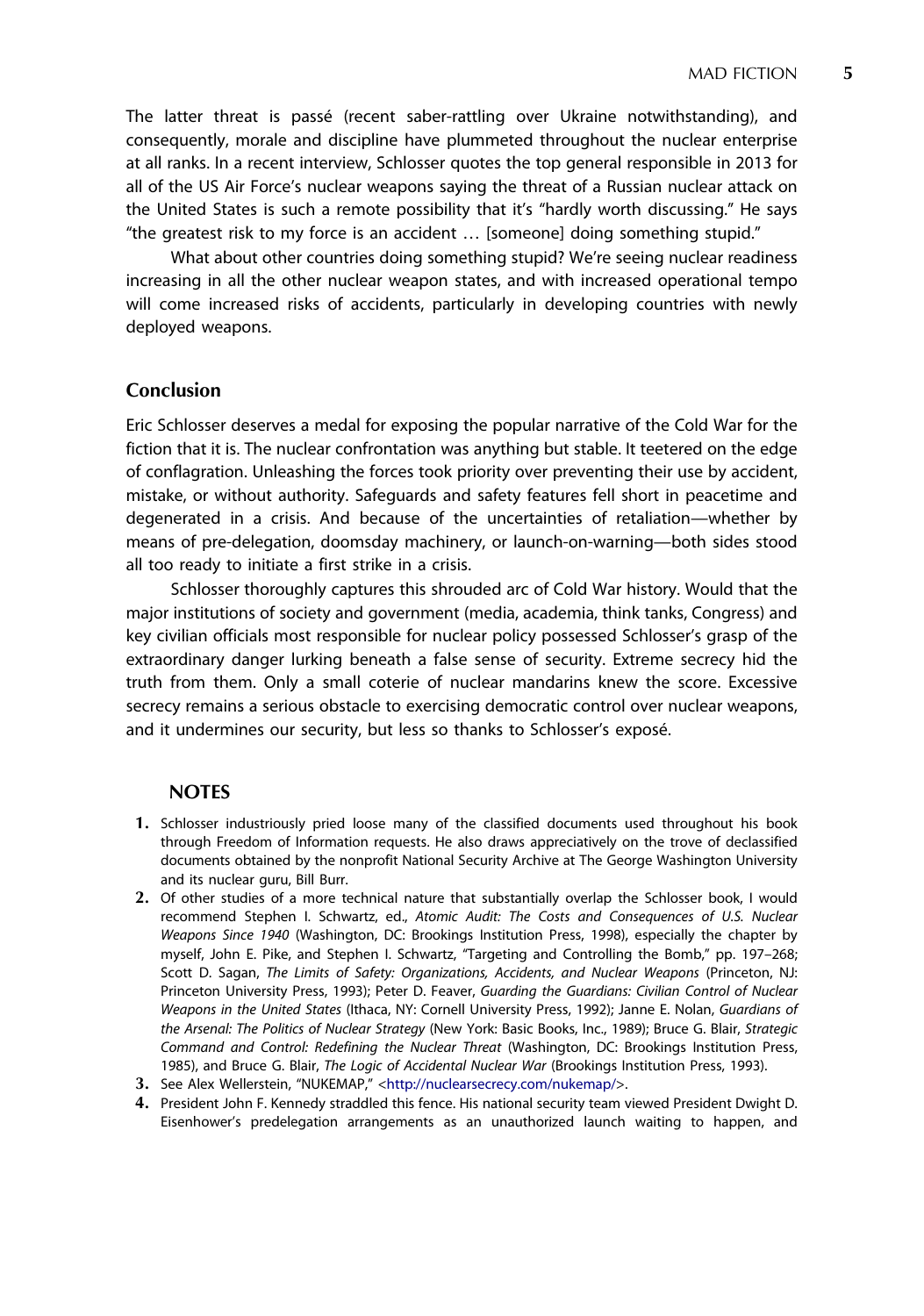The latter threat is passé (recent saber-rattling over Ukraine notwithstanding), and consequently, morale and discipline have plummeted throughout the nuclear enterprise at all ranks. In a recent interview, Schlosser quotes the top general responsible in 2013 for all of the US Air Force's nuclear weapons saying the threat of a Russian nuclear attack on the United States is such a remote possibility that it's "hardly worth discussing." He says "the greatest risk to my force is an accident … [someone] doing something stupid."

What about other countries doing something stupid? We're seeing nuclear readiness increasing in all the other nuclear weapon states, and with increased operational tempo will come increased risks of accidents, particularly in developing countries with newly deployed weapons.

## Conclusion

Eric Schlosser deserves a medal for exposing the popular narrative of the Cold War for the fiction that it is. The nuclear confrontation was anything but stable. It teetered on the edge of conflagration. Unleashing the forces took priority over preventing their use by accident, mistake, or without authority. Safeguards and safety features fell short in peacetime and degenerated in a crisis. And because of the uncertainties of retaliation—whether by means of pre-delegation, doomsday machinery, or launch-on-warning—both sides stood all too ready to initiate a first strike in a crisis.

Schlosser thoroughly captures this shrouded arc of Cold War history. Would that the major institutions of society and government (media, academia, think tanks, Congress) and key civilian officials most responsible for nuclear policy possessed Schlosser's grasp of the extraordinary danger lurking beneath a false sense of security. Extreme secrecy hid the truth from them. Only a small coterie of nuclear mandarins knew the score. Excessive secrecy remains a serious obstacle to exercising democratic control over nuclear weapons, and it undermines our security, but less so thanks to Schlosser's exposé.

### NOTES

1. Schlosser industriously pried loose many of the classified documents used throughout his book through Freedom of Information requests. He also draws appreciatively on the trove of declassified documents obtained by the nonprofit National Security Archive at The George Washington University and its nuclear guru, Bill Burr.
2. Of other studies of a more technical nature that substantially overlap the Schlosser book, I would recommend Stephen I. Schwartz, ed., *Atomic Audit: The Costs and Consequences of U.S. Nuclear Weapons Since 1940* (Washington, DC: Brookings Institution Press, 1998), especially the chapter by myself, John E. Pike, and Stephen I. Schwartz, "Targeting and Controlling the Bomb," pp. 197–268; Scott D. Sagan, *The Limits of Safety: Organizations, Accidents, and Nuclear Weapons* (Princeton, NJ: Princeton University Press, 1993); Peter D. Feaver, *Guarding the Guardians: Civilian Control of Nuclear Weapons in the United States* (Ithaca, NY: Cornell University Press, 1992); Janne E. Nolan, *Guardians of the Arsenal: The Politics of Nuclear Strategy* (New York: Basic Books, Inc., 1989); Bruce G. Blair, *Strategic Command and Control: Redefining the Nuclear Threat* (Washington, DC: Brookings Institution Press, 1985), and Bruce G. Blair, *The Logic of Accidental Nuclear War* (Brookings Institution Press, 1993).
3. See Alex Wellerstein, "NUKEMAP," <http://nuclearsecrecy.com/nukemap/>.
4. President John F. Kennedy straddled this fence. His national security team viewed President Dwight D. Eisenhower's predelegation arrangements as an unauthorized launch waiting to happen, and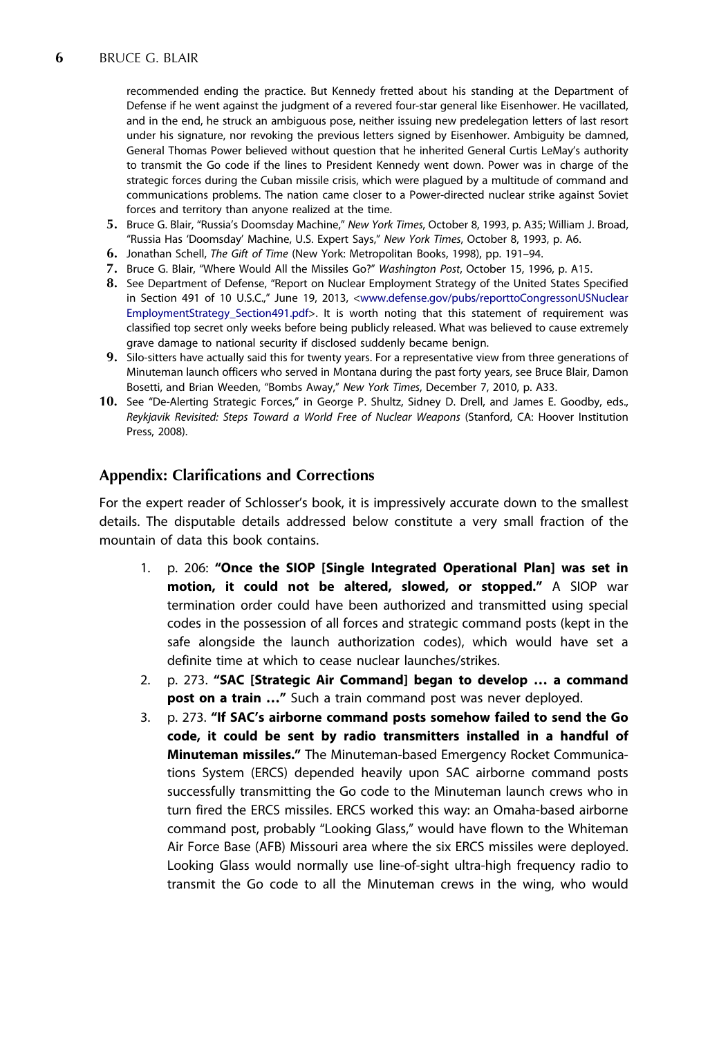recommended ending the practice. But Kennedy fretted about his standing at the Department of Defense if he went against the judgment of a revered four-star general like Eisenhower. He vacillated, and in the end, he struck an ambiguous pose, neither issuing new predelegation letters of last resort under his signature, nor revoking the previous letters signed by Eisenhower. Ambiguity be damned, General Thomas Power believed without question that he inherited General Curtis LeMay's authority to transmit the Go code if the lines to President Kennedy went down. Power was in charge of the strategic forces during the Cuban missile crisis, which were plagued by a multitude of command and communications problems. The nation came closer to a Power-directed nuclear strike against Soviet forces and territory than anyone realized at the time.

5. Bruce G. Blair, "Russia's Doomsday Machine," *New York Times*, October 8, 1993, p. A35; William J. Broad, "Russia Has 'Doomsday' Machine, U.S. Expert Says," *New York Times*, October 8, 1993, p. A6.
6. Jonathan Schell, *The Gift of Time* (New York: Metropolitan Books, 1998), pp. 191–94.
7. Bruce G. Blair, "Where Would All the Missiles Go?" *Washington Post*, October 15, 1996, p. A15.
8. See Department of Defense, "Report on Nuclear Employment Strategy of the United States Specified in Section 491 of 10 U.S.C.," June 19, 2013, <www.defense.gov/pubs/reporttoCongressonUSNuclearEmploymentStrategy_Section491.pdf>. It is worth noting that this statement of requirement was classified top secret only weeks before being publicly released. What was believed to cause extremely grave damage to national security if disclosed suddenly became benign.
9. Silo-sitters have actually said this for twenty years. For a representative view from three generations of Minuteman launch officers who served in Montana during the past forty years, see Bruce Blair, Damon Bosetti, and Brian Weeden, "Bombs Away," *New York Times*, December 7, 2010, p. A33.
10. See "De-Alerting Strategic Forces," in George P. Shultz, Sidney D. Drell, and James E. Goodby, eds., *Reykjavik Revisited: Steps Toward a World Free of Nuclear Weapons* (Stanford, CA: Hoover Institution Press, 2008).

## Appendix: Clarifications and Corrections

For the expert reader of Schlosser's book, it is impressively accurate down to the smallest details. The disputable details addressed below constitute a very small fraction of the mountain of data this book contains.

1. p. 206: **"Once the SIOP [Single Integrated Operational Plan] was set in motion, it could not be altered, slowed, or stopped."** A SIOP war termination order could have been authorized and transmitted using special codes in the possession of all forces and strategic command posts (kept in the safe alongside the launch authorization codes), which would have set a definite time at which to cease nuclear launches/strikes.
2. p. 273. **"SAC [Strategic Air Command] began to develop … a command post on a train …"** Such a train command post was never deployed.
3. p. 273. **"If SAC's airborne command posts somehow failed to send the Go code, it could be sent by radio transmitters installed in a handful of Minuteman missiles."** The Minuteman-based Emergency Rocket Communications System (ERCS) depended heavily upon SAC airborne command posts successfully transmitting the Go code to the Minuteman launch crews who in turn fired the ERCS missiles. ERCS worked this way: an Omaha-based airborne command post, probably "Looking Glass," would have flown to the Whiteman Air Force Base (AFB) Missouri area where the six ERCS missiles were deployed. Looking Glass would normally use line-of-sight ultra-high frequency radio to transmit the Go code to all the Minuteman crews in the wing, who would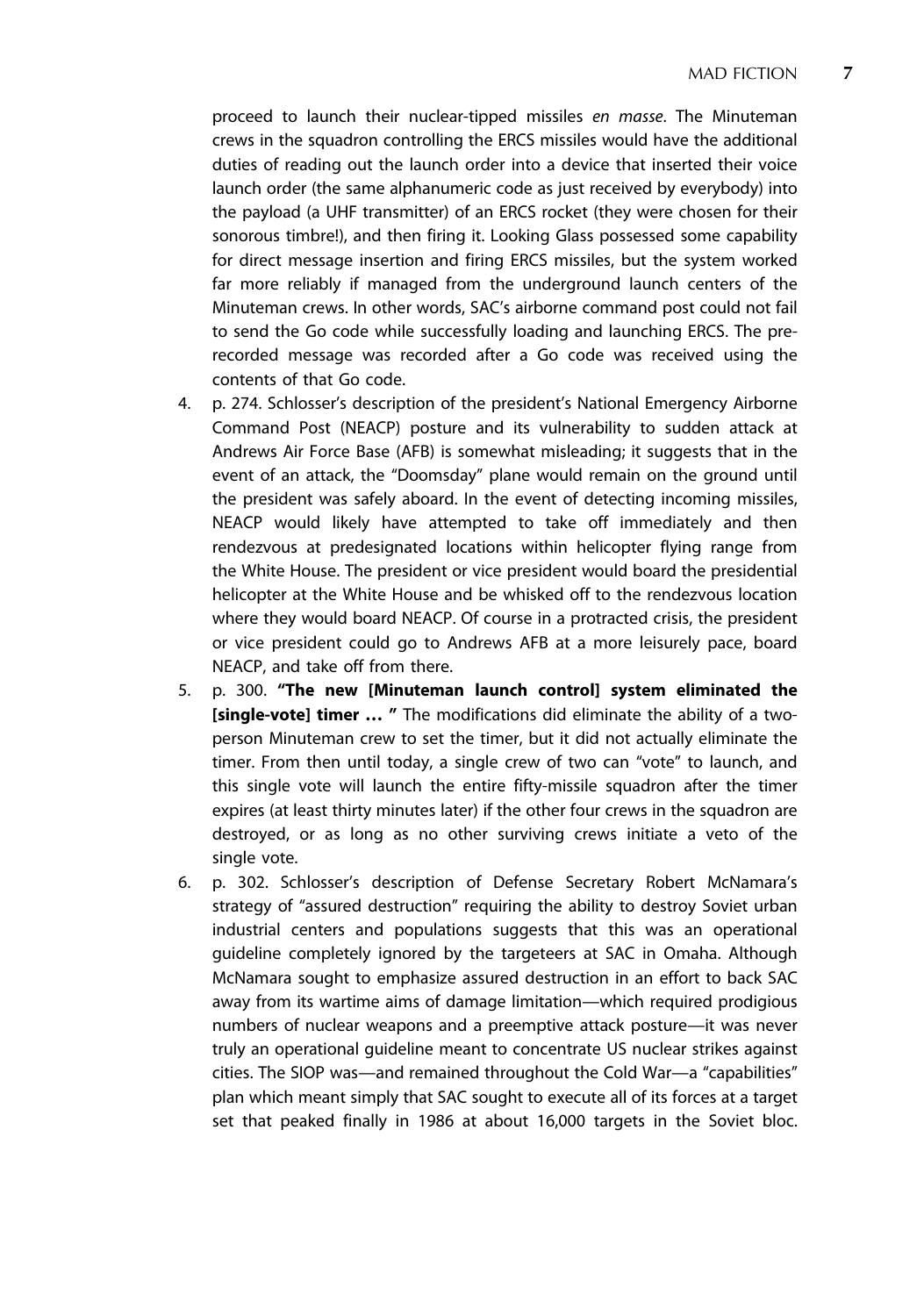proceed to launch their nuclear-tipped missiles *en masse*. The Minuteman crews in the squadron controlling the ERCS missiles would have the additional duties of reading out the launch order into a device that inserted their voice launch order (the same alphanumeric code as just received by everybody) into the payload (a UHF transmitter) of an ERCS rocket (they were chosen for their sonorous timbre!), and then firing it. Looking Glass possessed some capability for direct message insertion and firing ERCS missiles, but the system worked far more reliably if managed from the underground launch centers of the Minuteman crews. In other words, SAC's airborne command post could not fail to send the Go code while successfully loading and launching ERCS. The pre-recorded message was recorded after a Go code was received using the contents of that Go code.

4. p. 274. Schlosser's description of the president's National Emergency Airborne Command Post (NEACP) posture and its vulnerability to sudden attack at Andrews Air Force Base (AFB) is somewhat misleading; it suggests that in the event of an attack, the "Doomsday" plane would remain on the ground until the president was safely aboard. In the event of detecting incoming missiles, NEACP would likely have attempted to take off immediately and then rendezvous at predesignated locations within helicopter flying range from the White House. The president or vice president would board the presidential helicopter at the White House and be whisked off to the rendezvous location where they would board NEACP. Of course in a protracted crisis, the president or vice president could go to Andrews AFB at a more leisurely pace, board NEACP, and take off from there.
5. p. 300. **"The new [Minuteman launch control] system eliminated the [single-vote] timer … "** The modifications did eliminate the ability of a two-person Minuteman crew to set the timer, but it did not actually eliminate the timer. From then until today, a single crew of two can "vote" to launch, and this single vote will launch the entire fifty-missile squadron after the timer expires (at least thirty minutes later) if the other four crews in the squadron are destroyed, or as long as no other surviving crews initiate a veto of the single vote.
6. p. 302. Schlosser's description of Defense Secretary Robert McNamara's strategy of "assured destruction" requiring the ability to destroy Soviet urban industrial centers and populations suggests that this was an operational guideline completely ignored by the targeteers at SAC in Omaha. Although McNamara sought to emphasize assured destruction in an effort to back SAC away from its wartime aims of damage limitation—which required prodigious numbers of nuclear weapons and a preemptive attack posture—it was never truly an operational guideline meant to concentrate US nuclear strikes against cities. The SIOP was—and remained throughout the Cold War—a "capabilities" plan which meant simply that SAC sought to execute all of its forces at a target set that peaked finally in 1986 at about 16,000 targets in the Soviet bloc.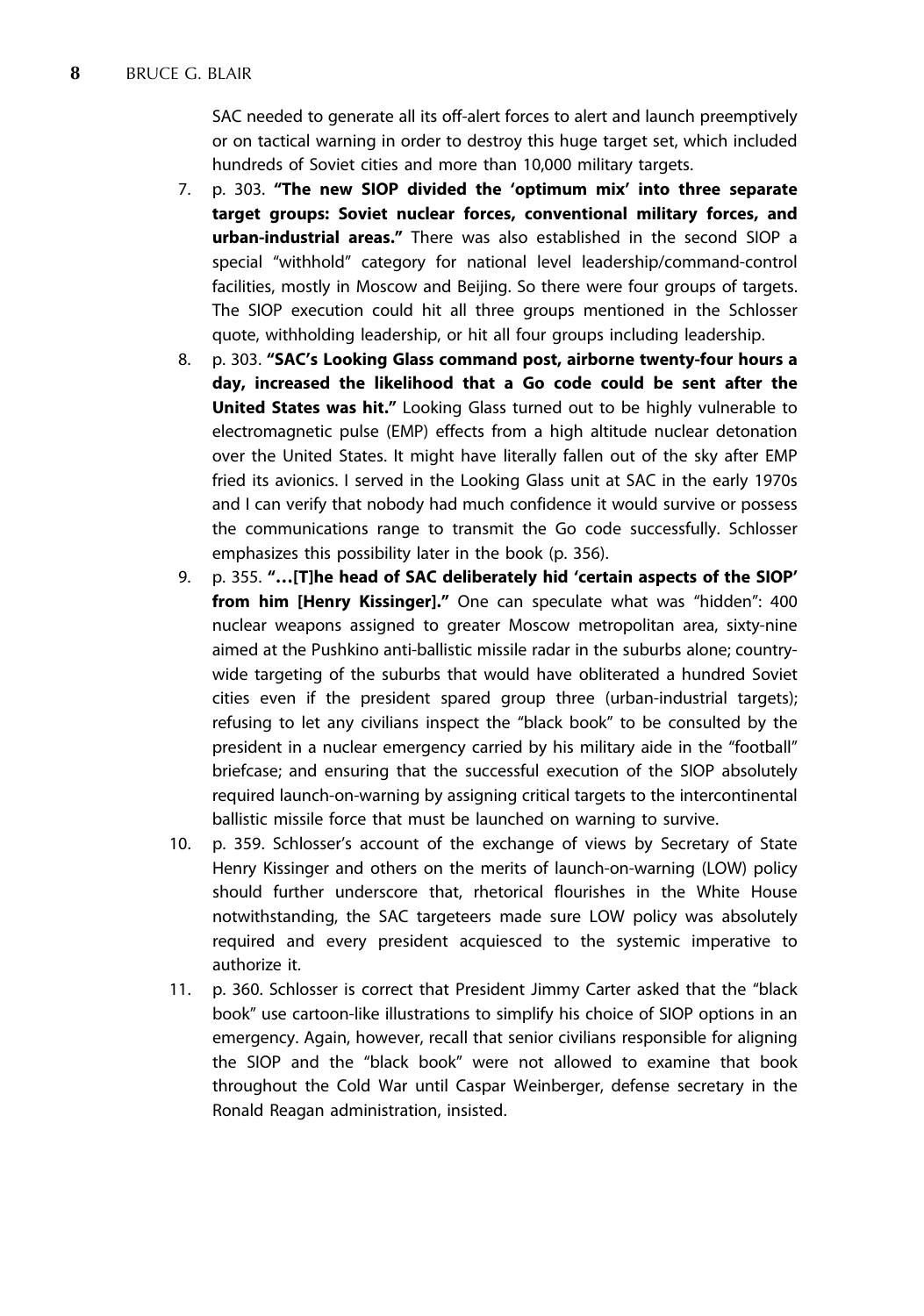SAC needed to generate all its off-alert forces to alert and launch preemptively or on tactical warning in order to destroy this huge target set, which included hundreds of Soviet cities and more than 10,000 military targets.

7. p. 303. **"The new SIOP divided the 'optimum mix' into three separate target groups: Soviet nuclear forces, conventional military forces, and urban-industrial areas."** There was also established in the second SIOP a special "withhold" category for national level leadership/command-control facilities, mostly in Moscow and Beijing. So there were four groups of targets. The SIOP execution could hit all three groups mentioned in the Schlosser quote, withholding leadership, or hit all four groups including leadership.
8. p. 303. **"SAC's Looking Glass command post, airborne twenty-four hours a day, increased the likelihood that a Go code could be sent after the United States was hit."** Looking Glass turned out to be highly vulnerable to electromagnetic pulse (EMP) effects from a high altitude nuclear detonation over the United States. It might have literally fallen out of the sky after EMP fried its avionics. I served in the Looking Glass unit at SAC in the early 1970s and I can verify that nobody had much confidence it would survive or possess the communications range to transmit the Go code successfully. Schlosser emphasizes this possibility later in the book (p. 356).
9. p. 355. **"…[T]he head of SAC deliberately hid 'certain aspects of the SIOP' from him [Henry Kissinger]."** One can speculate what was "hidden": 400 nuclear weapons assigned to greater Moscow metropolitan area, sixty-nine aimed at the Pushkino anti-ballistic missile radar in the suburbs alone; country-wide targeting of the suburbs that would have obliterated a hundred Soviet cities even if the president spared group three (urban-industrial targets); refusing to let any civilians inspect the "black book" to be consulted by the president in a nuclear emergency carried by his military aide in the "football" briefcase; and ensuring that the successful execution of the SIOP absolutely required launch-on-warning by assigning critical targets to the intercontinental ballistic missile force that must be launched on warning to survive.
10. p. 359. Schlosser's account of the exchange of views by Secretary of State Henry Kissinger and others on the merits of launch-on-warning (LOW) policy should further underscore that, rhetorical flourishes in the White House notwithstanding, the SAC targeteers made sure LOW policy was absolutely required and every president acquiesced to the systemic imperative to authorize it.
11. p. 360. Schlosser is correct that President Jimmy Carter asked that the "black book" use cartoon-like illustrations to simplify his choice of SIOP options in an emergency. Again, however, recall that senior civilians responsible for aligning the SIOP and the "black book" were not allowed to examine that book throughout the Cold War until Caspar Weinberger, defense secretary in the Ronald Reagan administration, insisted.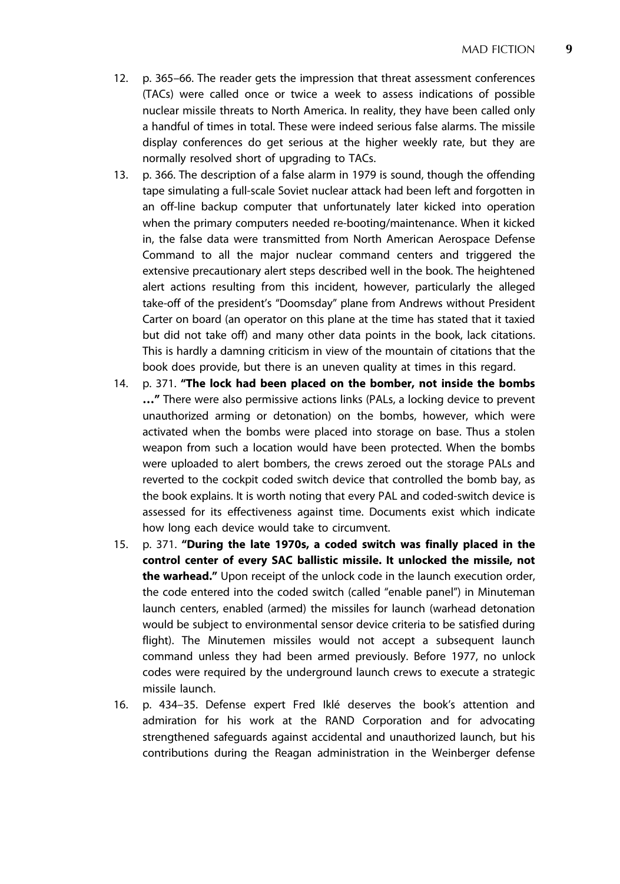12. p. 365–66. The reader gets the impression that threat assessment conferences (TACs) were called once or twice a week to assess indications of possible nuclear missile threats to North America. In reality, they have been called only a handful of times in total. These were indeed serious false alarms. The missile display conferences do get serious at the higher weekly rate, but they are normally resolved short of upgrading to TACs.
13. p. 366. The description of a false alarm in 1979 is sound, though the offending tape simulating a full-scale Soviet nuclear attack had been left and forgotten in an off-line backup computer that unfortunately later kicked into operation when the primary computers needed re-booting/maintenance. When it kicked in, the false data were transmitted from North American Aerospace Defense Command to all the major nuclear command centers and triggered the extensive precautionary alert steps described well in the book. The heightened alert actions resulting from this incident, however, particularly the alleged take-off of the president's "Doomsday" plane from Andrews without President Carter on board (an operator on this plane at the time has stated that it taxied but did not take off) and many other data points in the book, lack citations. This is hardly a damning criticism in view of the mountain of citations that the book does provide, but there is an uneven quality at times in this regard.
14. p. 371. **"The lock had been placed on the bomber, not inside the bombs …"** There were also permissive actions links (PALs, a locking device to prevent unauthorized arming or detonation) on the bombs, however, which were activated when the bombs were placed into storage on base. Thus a stolen weapon from such a location would have been protected. When the bombs were uploaded to alert bombers, the crews zeroed out the storage PALs and reverted to the cockpit coded switch device that controlled the bomb bay, as the book explains. It is worth noting that every PAL and coded-switch device is assessed for its effectiveness against time. Documents exist which indicate how long each device would take to circumvent.
15. p. 371. **"During the late 1970s, a coded switch was finally placed in the control center of every SAC ballistic missile. It unlocked the missile, not the warhead."** Upon receipt of the unlock code in the launch execution order, the code entered into the coded switch (called "enable panel") in Minuteman launch centers, enabled (armed) the missiles for launch (warhead detonation would be subject to environmental sensor device criteria to be satisfied during flight). The Minutemen missiles would not accept a subsequent launch command unless they had been armed previously. Before 1977, no unlock codes were required by the underground launch crews to execute a strategic missile launch.
16. p. 434–35. Defense expert Fred Iklé deserves the book's attention and admiration for his work at the RAND Corporation and for advocating strengthened safeguards against accidental and unauthorized launch, but his contributions during the Reagan administration in the Weinberger defense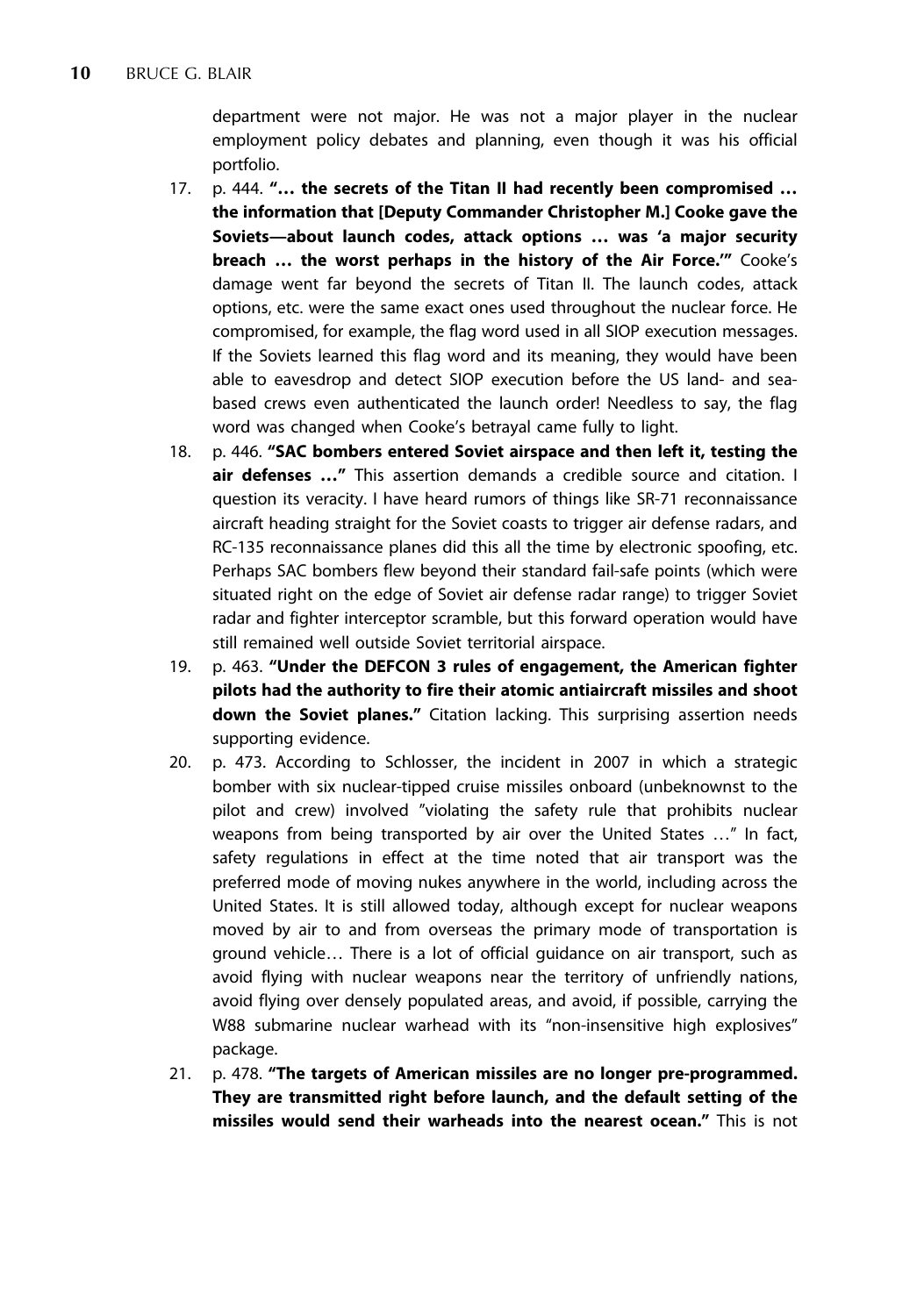department were not major. He was not a major player in the nuclear employment policy debates and planning, even though it was his official portfolio.

17. p. 444. **"… the secrets of the Titan II had recently been compromised … the information that [Deputy Commander Christopher M.] Cooke gave the Soviets—about launch codes, attack options … was 'a major security breach … the worst perhaps in the history of the Air Force.'"** Cooke's damage went far beyond the secrets of Titan II. The launch codes, attack options, etc. were the same exact ones used throughout the nuclear force. He compromised, for example, the flag word used in all SIOP execution messages. If the Soviets learned this flag word and its meaning, they would have been able to eavesdrop and detect SIOP execution before the US land- and sea-based crews even authenticated the launch order! Needless to say, the flag word was changed when Cooke's betrayal came fully to light.
18. p. 446. **"SAC bombers entered Soviet airspace and then left it, testing the air defenses …"** This assertion demands a credible source and citation. I question its veracity. I have heard rumors of things like SR-71 reconnaissance aircraft heading straight for the Soviet coasts to trigger air defense radars, and RC-135 reconnaissance planes did this all the time by electronic spoofing, etc. Perhaps SAC bombers flew beyond their standard fail-safe points (which were situated right on the edge of Soviet air defense radar range) to trigger Soviet radar and fighter interceptor scramble, but this forward operation would have still remained well outside Soviet territorial airspace.
19. p. 463. **"Under the DEFCON 3 rules of engagement, the American fighter pilots had the authority to fire their atomic antiaircraft missiles and shoot down the Soviet planes."** Citation lacking. This surprising assertion needs supporting evidence.
20. p. 473. According to Schlosser, the incident in 2007 in which a strategic bomber with six nuclear-tipped cruise missiles onboard (unbeknownst to the pilot and crew) involved "violating the safety rule that prohibits nuclear weapons from being transported by air over the United States …" In fact, safety regulations in effect at the time noted that air transport was the preferred mode of moving nukes anywhere in the world, including across the United States. It is still allowed today, although except for nuclear weapons moved by air to and from overseas the primary mode of transportation is ground vehicle… There is a lot of official guidance on air transport, such as avoid flying with nuclear weapons near the territory of unfriendly nations, avoid flying over densely populated areas, and avoid, if possible, carrying the W88 submarine nuclear warhead with its "non-insensitive high explosives" package.
21. p. 478. **"The targets of American missiles are no longer pre-programmed. They are transmitted right before launch, and the default setting of the missiles would send their warheads into the nearest ocean."** This is not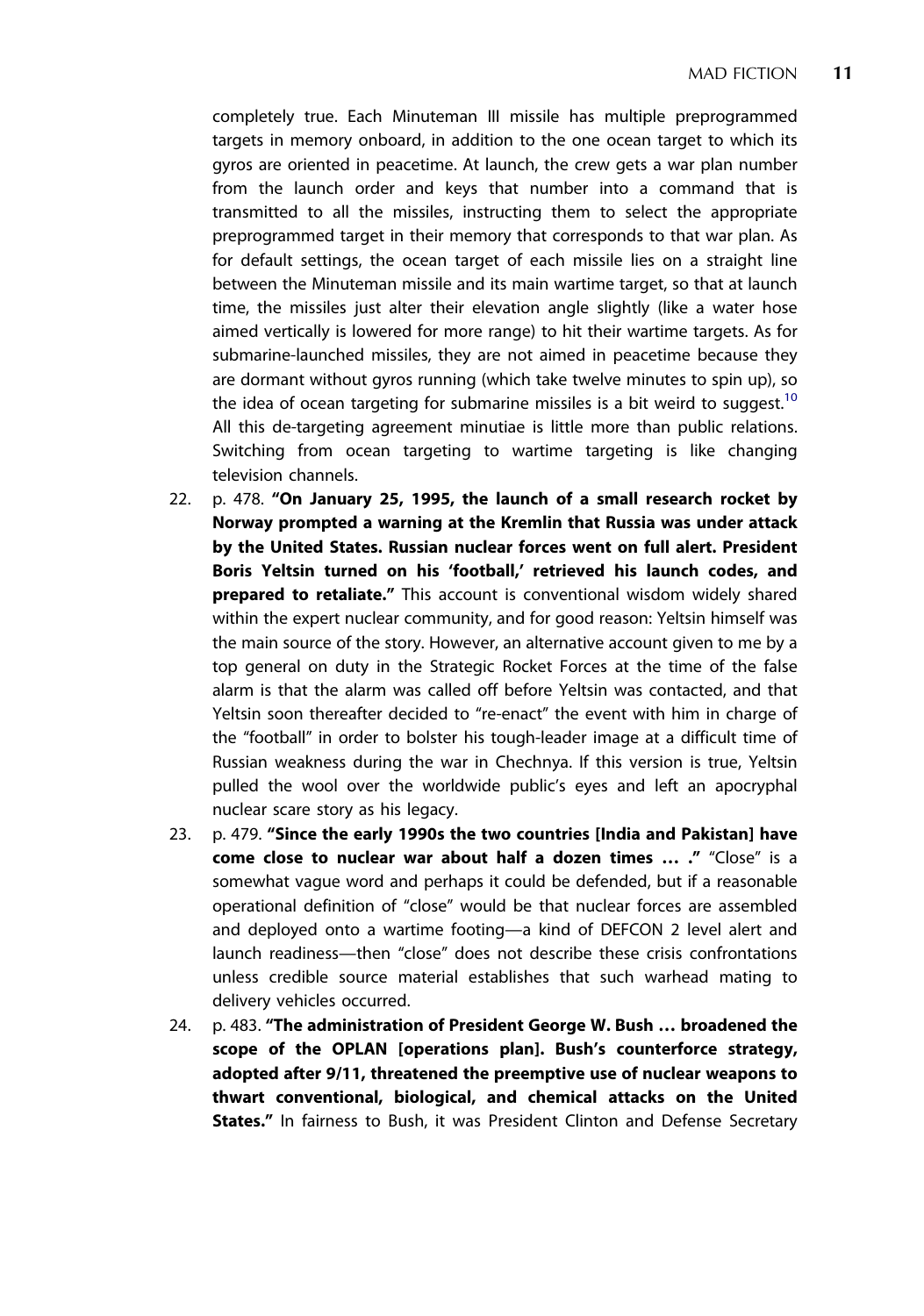completely true. Each Minuteman III missile has multiple preprogrammed targets in memory onboard, in addition to the one ocean target to which its gyros are oriented in peacetime. At launch, the crew gets a war plan number from the launch order and keys that number into a command that is transmitted to all the missiles, instructing them to select the appropriate preprogrammed target in their memory that corresponds to that war plan. As for default settings, the ocean target of each missile lies on a straight line between the Minuteman missile and its main wartime target, so that at launch time, the missiles just alter their elevation angle slightly (like a water hose aimed vertically is lowered for more range) to hit their wartime targets. As for submarine-launched missiles, they are not aimed in peacetime because they are dormant without gyros running (which take twelve minutes to spin up), so the idea of ocean targeting for submarine missiles is a bit weird to suggest.[10] All this de-targeting agreement minutiae is little more than public relations. Switching from ocean targeting to wartime targeting is like changing television channels.

22. p. 478. **"On January 25, 1995, the launch of a small research rocket by Norway prompted a warning at the Kremlin that Russia was under attack by the United States. Russian nuclear forces went on full alert. President Boris Yeltsin turned on his 'football,' retrieved his launch codes, and prepared to retaliate."** This account is conventional wisdom widely shared within the expert nuclear community, and for good reason: Yeltsin himself was the main source of the story. However, an alternative account given to me by a top general on duty in the Strategic Rocket Forces at the time of the false alarm is that the alarm was called off before Yeltsin was contacted, and that Yeltsin soon thereafter decided to "re-enact" the event with him in charge of the "football" in order to bolster his tough-leader image at a difficult time of Russian weakness during the war in Chechnya. If this version is true, Yeltsin pulled the wool over the worldwide public's eyes and left an apocryphal nuclear scare story as his legacy.
23. p. 479. **"Since the early 1990s the two countries [India and Pakistan] have come close to nuclear war about half a dozen times … ."** "Close" is a somewhat vague word and perhaps it could be defended, but if a reasonable operational definition of "close" would be that nuclear forces are assembled and deployed onto a wartime footing—a kind of DEFCON 2 level alert and launch readiness—then "close" does not describe these crisis confrontations unless credible source material establishes that such warhead mating to delivery vehicles occurred.
24. p. 483. **"The administration of President George W. Bush … broadened the scope of the OPLAN [operations plan]. Bush's counterforce strategy, adopted after 9/11, threatened the preemptive use of nuclear weapons to thwart conventional, biological, and chemical attacks on the United States."** In fairness to Bush, it was President Clinton and Defense Secretary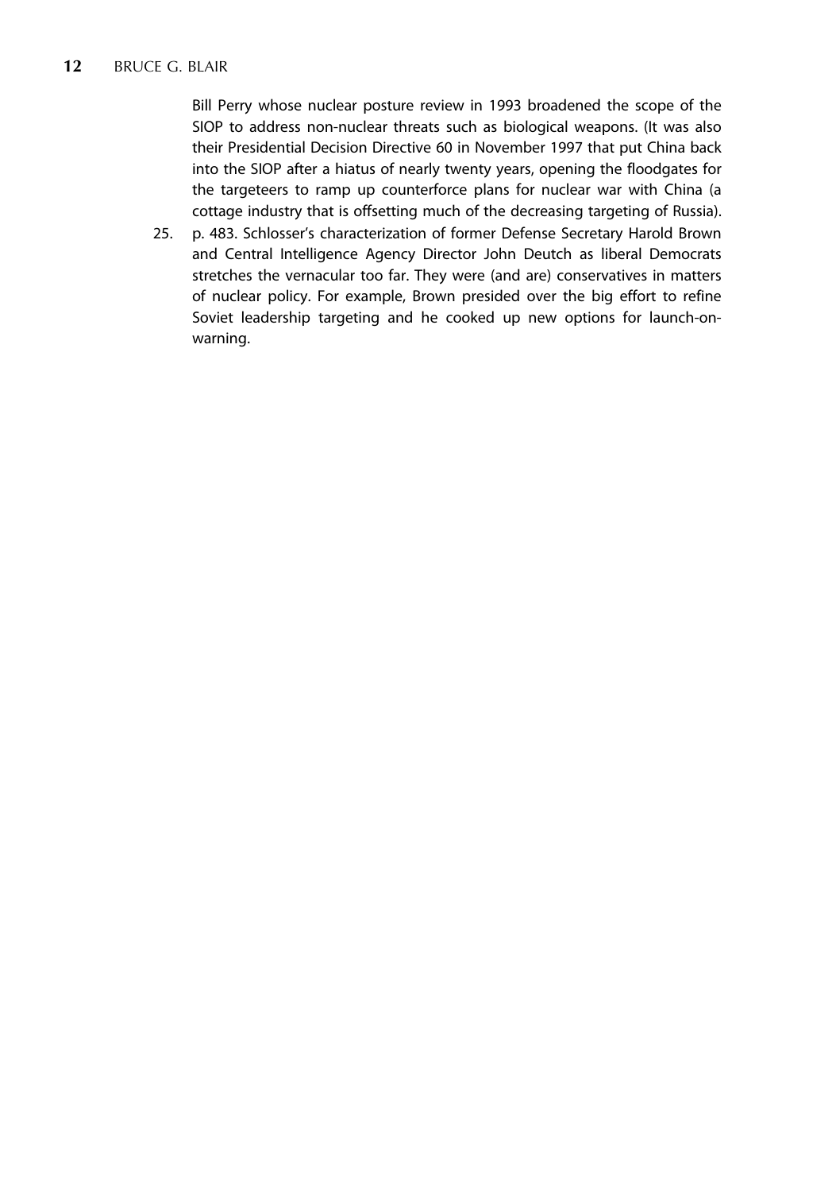Bill Perry whose nuclear posture review in 1993 broadened the scope of the SIOP to address non-nuclear threats such as biological weapons. (It was also their Presidential Decision Directive 60 in November 1997 that put China back into the SIOP after a hiatus of nearly twenty years, opening the floodgates for the targeteers to ramp up counterforce plans for nuclear war with China (a cottage industry that is offsetting much of the decreasing targeting of Russia).

25. p. 483. Schlosser's characterization of former Defense Secretary Harold Brown and Central Intelligence Agency Director John Deutch as liberal Democrats stretches the vernacular too far. They were (and are) conservatives in matters of nuclear policy. For example, Brown presided over the big effort to refine Soviet leadership targeting and he cooked up new options for launch-on-warning.